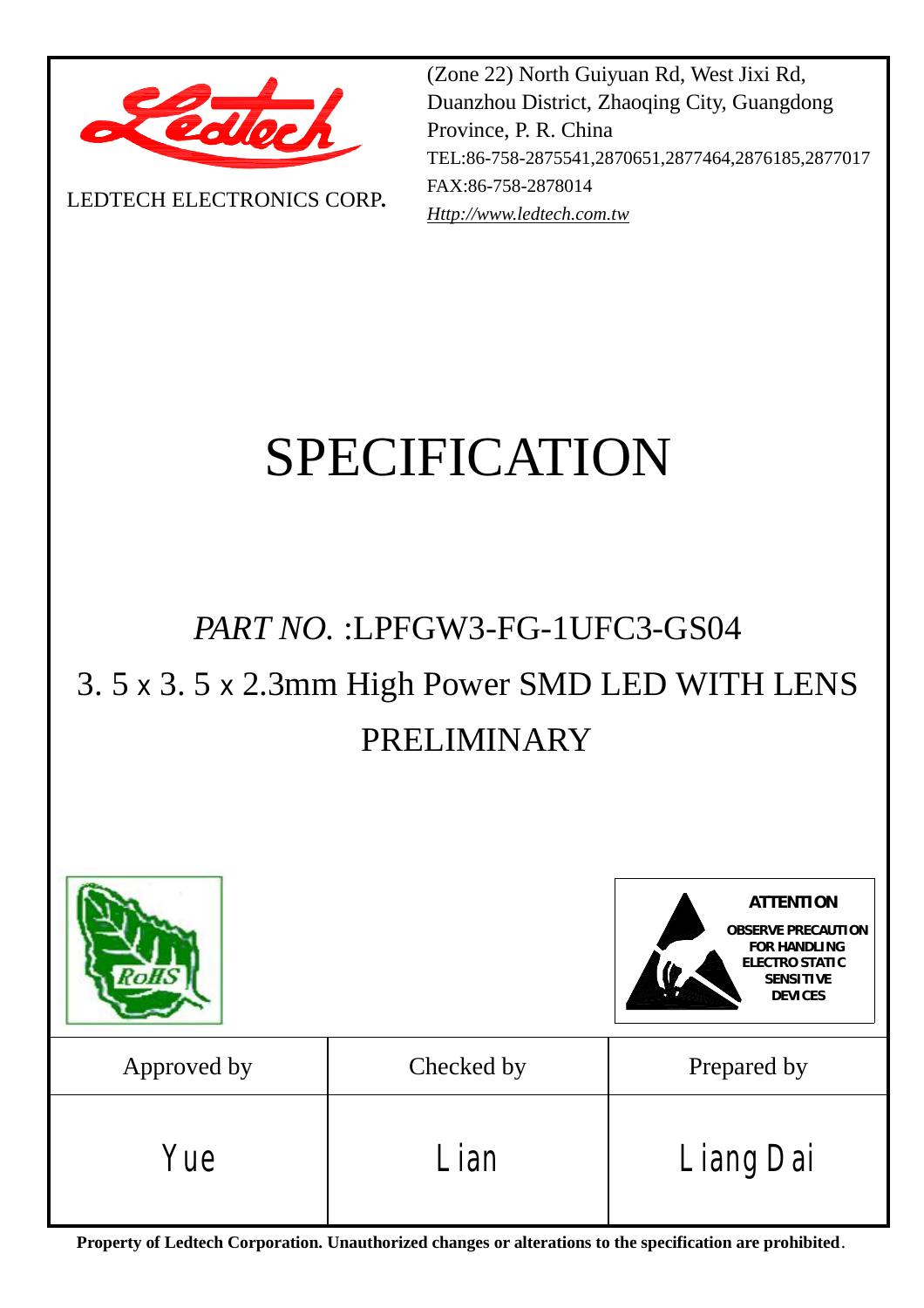LEDTECH ELECTRONICS CORP.

(Zone 22) North Guiyuan Rd, West Jixi Rd, Duanzhou District, Zhaoqing City, Guangdong Province, P. R. China
TEL:86-758-2875541,2870651,2877464,2876185,2877017
FAX:86-758-2878014
*Http://www.ledtech.com.tw*

# SPECIFICATION

## *PART NO.* :LPFGW3-FG-1UFC3-GS04

## 3. 5 x 3. 5 x 2.3mm High Power SMD LED WITH LENS

## PRELIMINARY

RoHS

**ATTENTION**
**OBSERVE PRECAUTION FOR HANDLING ELECTRO STATIC SENSITIVE DEVICES**

| Approved by | Checked by | Prepared by |
|---|---|---|
| Yue | Lian | Liang Dai |

**Property of Ledtech Corporation. Unauthorized changes or alterations to the specification are prohibited**.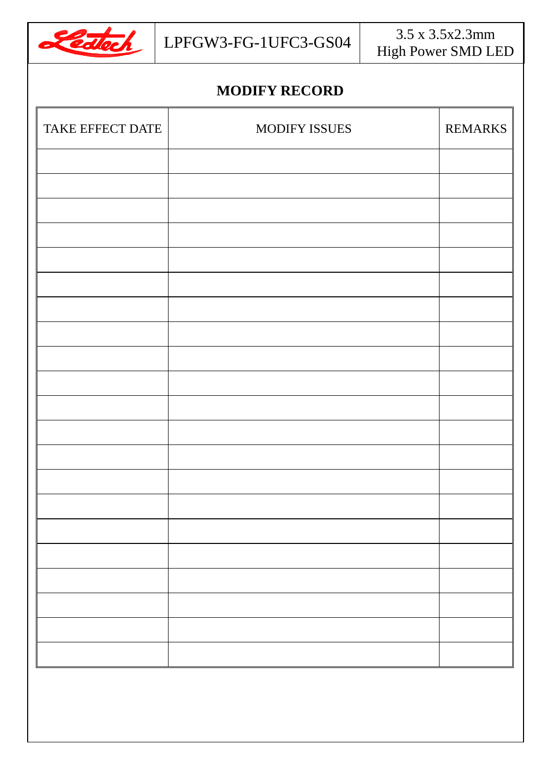## MODIFY RECORD

| TAKE EFFECT DATE | MODIFY ISSUES | REMARKS |
|---|---|---|
| | | |
| | | |
| | | |
| | | |
| | | |
| | | |
| | | |
| | | |
| | | |
| | | |
| | | |
| | | |
| | | |
| | | |
| | | |
| | | |
| | | |
| | | |
| | | |
| | | |
| | | |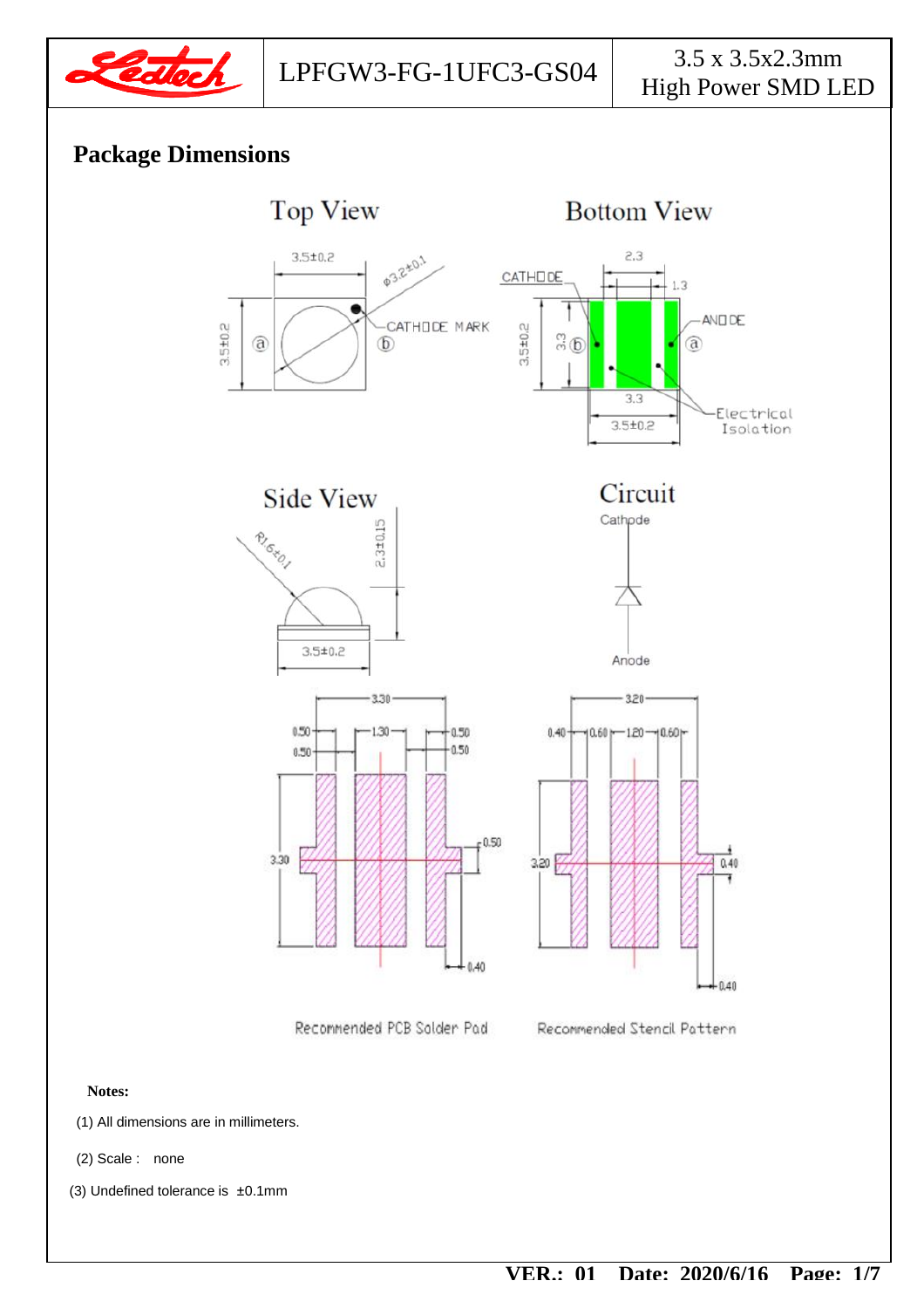LPFGW3-FG-1UFC3-GS04

3.5 x 3.5x2.3mm
High Power SMD LED

## Package Dimensions

Top View

Bottom View

Side View

Circuit

Cathode

Anode

Recommended PCB Solder Pad

Recommended Stencil Pattern

**Notes:**

(1) All dimensions are in millimeters.

(2) Scale : none

(3) Undefined tolerance is ±0.1mm

**VER.: 01 Date: 2020/6/16**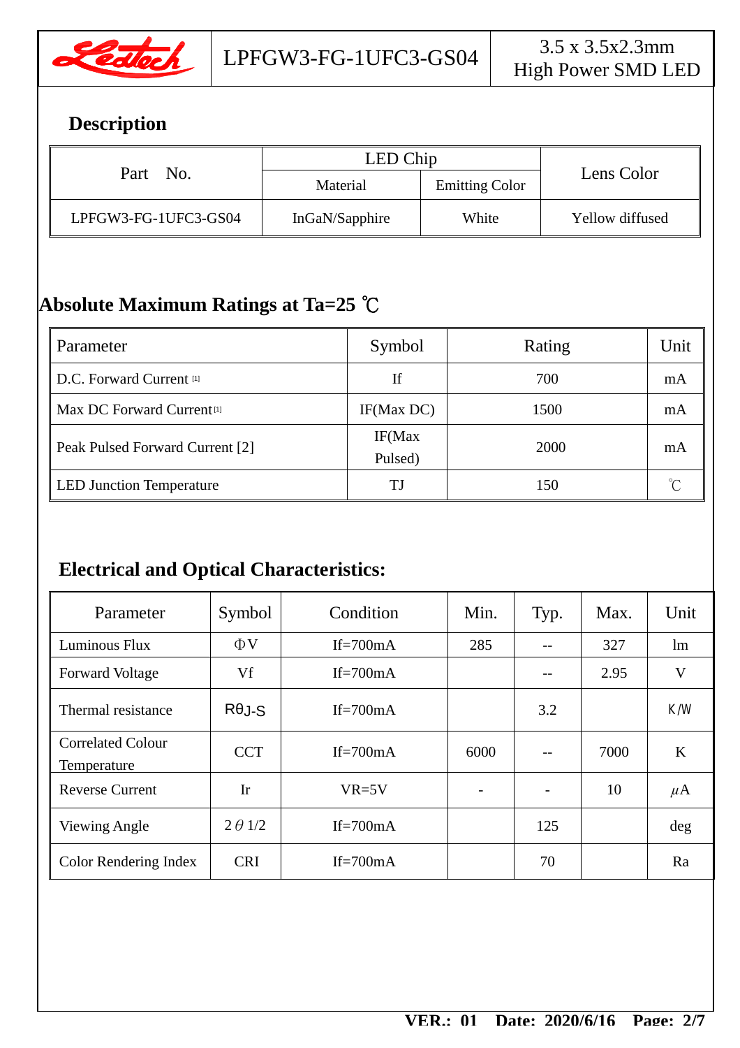## Description

| Part No. | LED Chip | | Lens Color |
|---|---|---|---|
| | Material | Emitting Color | |
| LPFGW3-FG-1UFC3-GS04 | InGaN/Sapphire | White | Yellow diffused |

## Absolute Maximum Ratings at Ta=25 ℃

| Parameter | Symbol | Rating | Unit |
|---|---|---|---|
| D.C. Forward Current [1] | If | 700 | mA |
| Max DC Forward Current [1] | IF(Max DC) | 1500 | mA |
| Peak Pulsed Forward Current [2] | IF(Max Pulsed) | 2000 | mA |
| LED Junction Temperature | TJ | 150 | ℃ |

## Electrical and Optical Characteristics:

| Parameter | Symbol | Condition | Min. | Typ. | Max. | Unit |
|---|---|---|---|---|---|---|
| Luminous Flux | ΦV | If=700mA | 285 | -- | 327 | lm |
| Forward Voltage | Vf | If=700mA | | -- | 2.95 | V |
| Thermal resistance | $R\theta_{J\text{-}S}$ | If=700mA | | 3.2 | | K/W |
| Correlated Colour Temperature | CCT | If=700mA | 6000 | -- | 7000 | K |
| Reverse Current | Ir | VR=5V | - | - | 10 | μA |
| Viewing Angle | $2\theta 1/2$ | If=700mA | | 125 | | deg |
| Color Rendering Index | CRI | If=700mA | | 70 | | Ra |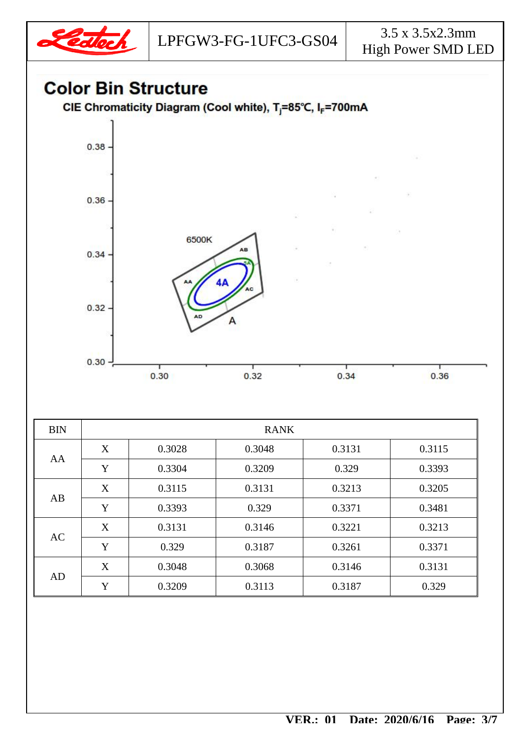## Color Bin Structure

**CIE Chromaticity Diagram (Cool white), $T_j$=85℃, $I_F$=700mA**

| BIN | RANK | | | | |
|---|---|---|---|---|---|
| AA | X | 0.3028 | 0.3048 | 0.3131 | 0.3115 |
| | Y | 0.3304 | 0.3209 | 0.329 | 0.3393 |
| AB | X | 0.3115 | 0.3131 | 0.3213 | 0.3205 |
| | Y | 0.3393 | 0.329 | 0.3371 | 0.3481 |
| AC | X | 0.3131 | 0.3146 | 0.3221 | 0.3213 |
| | Y | 0.329 | 0.3187 | 0.3261 | 0.3371 |
| AD | X | 0.3048 | 0.3068 | 0.3146 | 0.3131 |
| | Y | 0.3209 | 0.3113 | 0.3187 | 0.329 |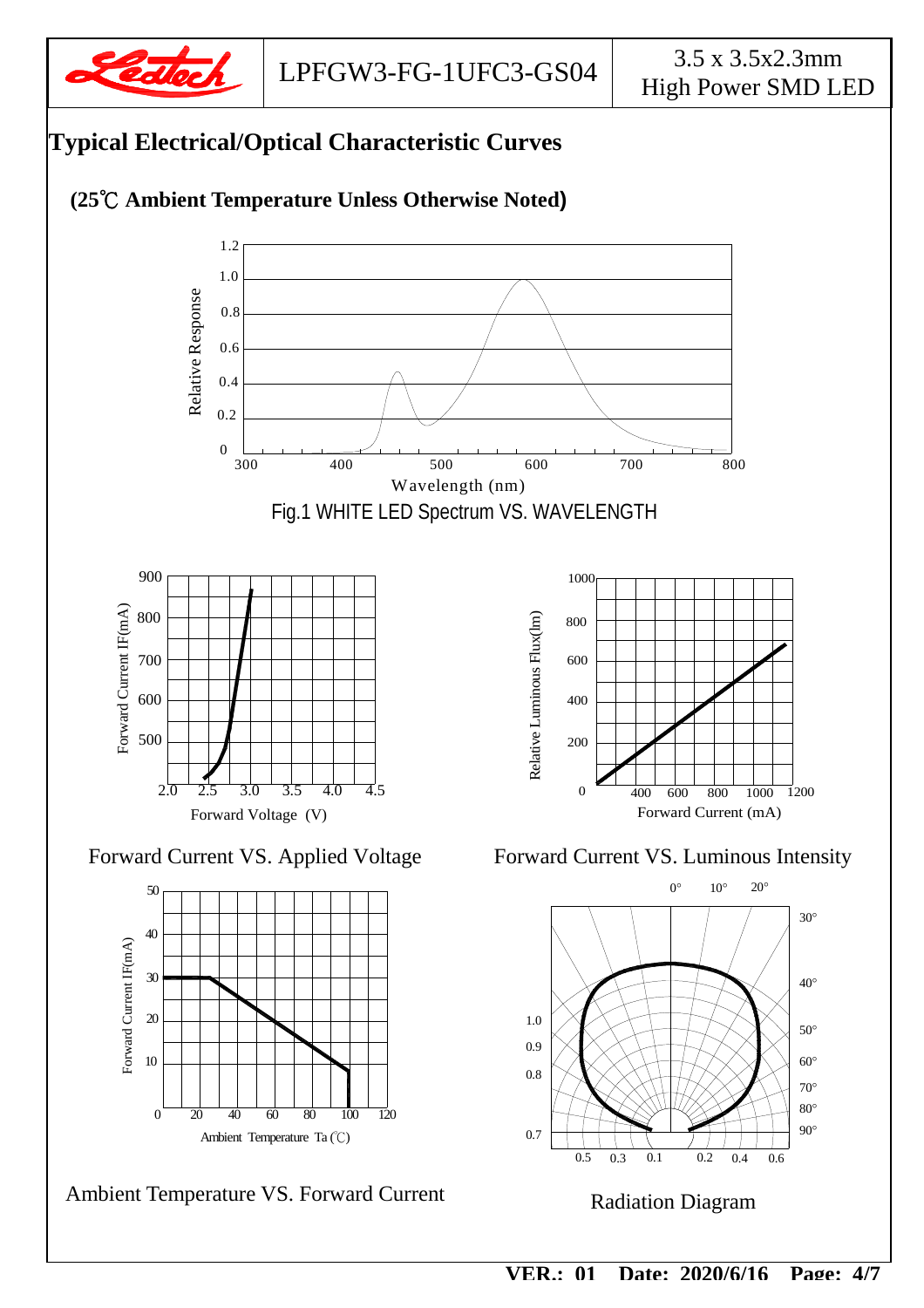## Typical Electrical/Optical Characteristic Curves

**(25℃ Ambient Temperature Unless Otherwise Noted)**

Fig.1 WHITE LED Spectrum VS. WAVELENGTH

Forward Current VS. Applied Voltage

Forward Current VS. Luminous Intensity

Ambient Temperature VS. Forward Current

Radiation Diagram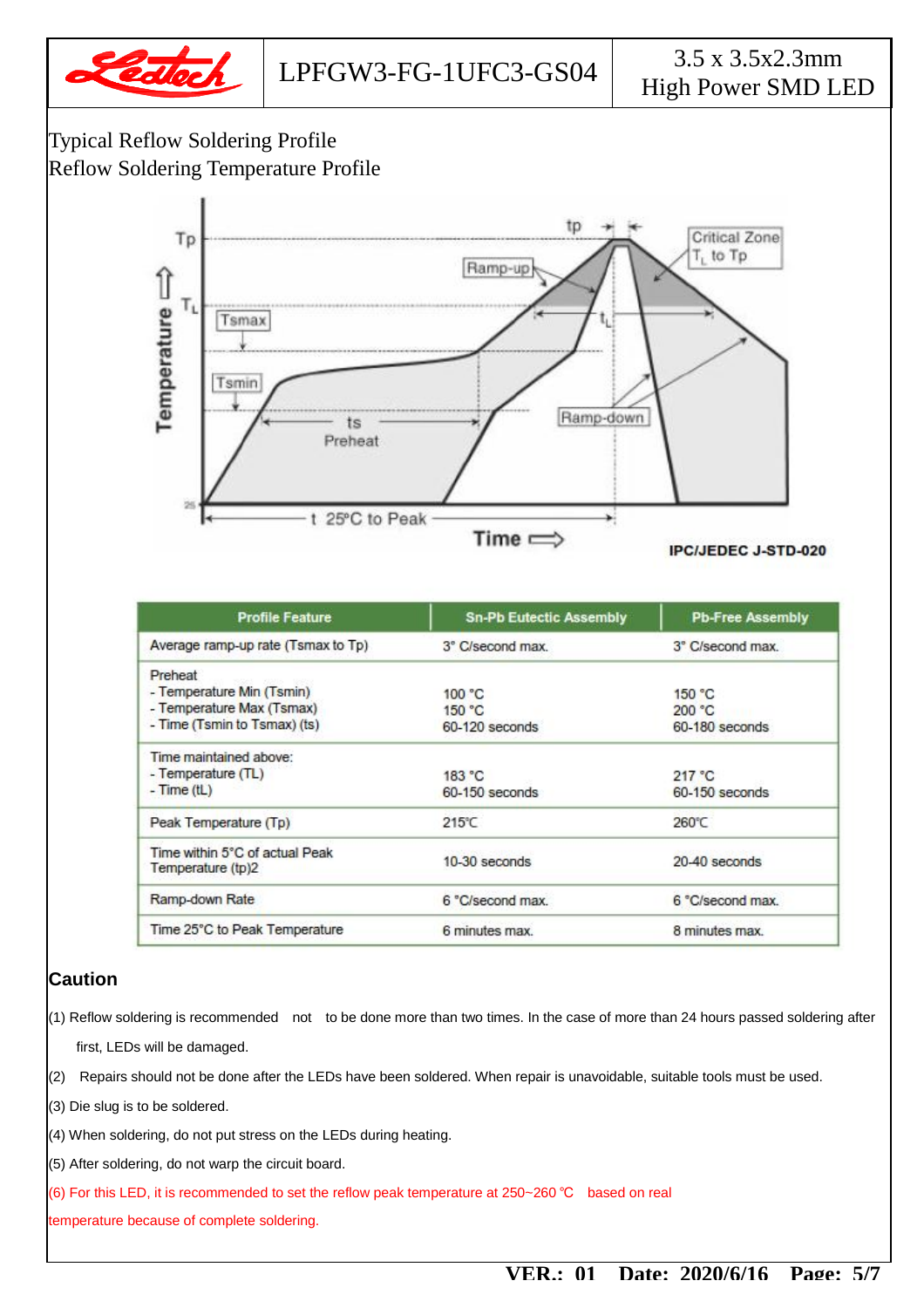Typical Reflow Soldering Profile

Reflow Soldering Temperature Profile

IPC/JEDEC J-STD-020

| Profile Feature | Sn-Pb Eutectic Assembly | Pb-Free Assembly |
|---|---|---|
| Average ramp-up rate (Tsmax to Tp) | 3° C/second max. | 3° C/second max. |
| Preheat<br>- Temperature Min (Tsmin)<br>- Temperature Max (Tsmax)<br>- Time (Tsmin to Tsmax) (ts) | 100 °C<br>150 °C<br>60-120 seconds | 150 °C<br>200 °C<br>60-180 seconds |
| Time maintained above:<br>- Temperature (TL)<br>- Time (tL) | 183 °C<br>60-150 seconds | 217 °C<br>60-150 seconds |
| Peak Temperature (Tp) | 215℃ | 260℃ |
| Time within 5°C of actual Peak Temperature (tp)2 | 10-30 seconds | 20-40 seconds |
| Ramp-down Rate | 6 °C/second max. | 6 °C/second max. |
| Time 25°C to Peak Temperature | 6 minutes max. | 8 minutes max. |

## Caution

(1) Reflow soldering is recommended not to be done more than two times. In the case of more than 24 hours passed soldering after first, LEDs will be damaged.

(2) Repairs should not be done after the LEDs have been soldered. When repair is unavoidable, suitable tools must be used.

(3) Die slug is to be soldered.

(4) When soldering, do not put stress on the LEDs during heating.

(5) After soldering, do not warp the circuit board.

(6) For this LED, it is recommended to set the reflow peak temperature at 250~260 ℃ based on real temperature because of complete soldering.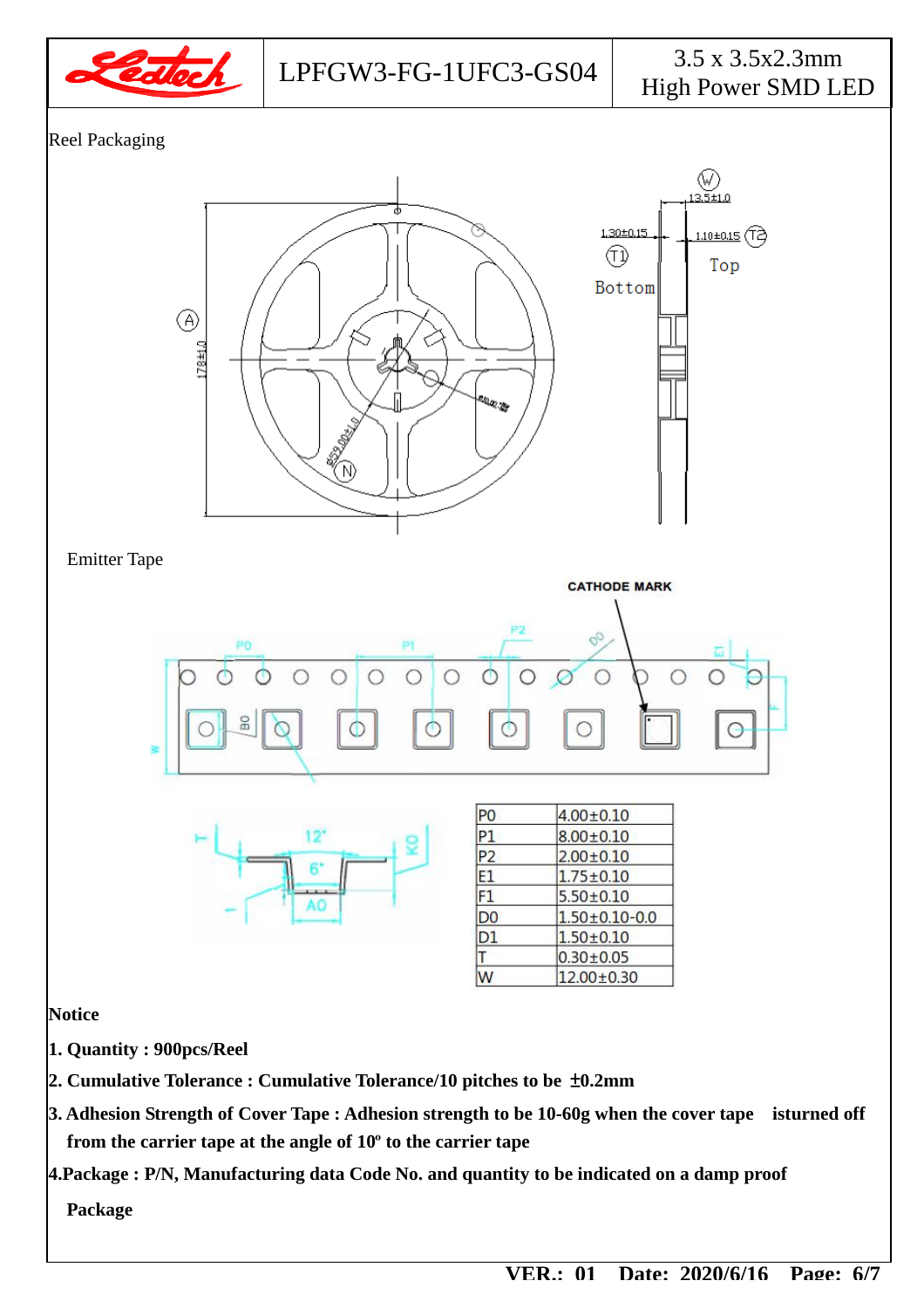## Reel Packaging

## Emitter Tape

CATHODE MARK

| P0 | 4.00±0.10 |
|---|---|
| P1 | 8.00±0.10 |
| P2 | 2.00±0.10 |
| E1 | 1.75±0.10 |
| F1 | 5.50±0.10 |
| D0 | 1.50±0.10-0.0 |
| D1 | 1.50±0.10 |
| T | 0.30±0.05 |
| W | 12.00±0.30 |

**Notice**

**1. Quantity : 900pcs/Reel**

**2. Cumulative Tolerance : Cumulative Tolerance/10 pitches to be ±0.2mm**

**3. Adhesion Strength of Cover Tape : Adhesion strength to be 10-60g when the cover tape isturned off from the carrier tape at the angle of 10º to the carrier tape**

**4.Package : P/N, Manufacturing data Code No. and quantity to be indicated on a damp proof Package**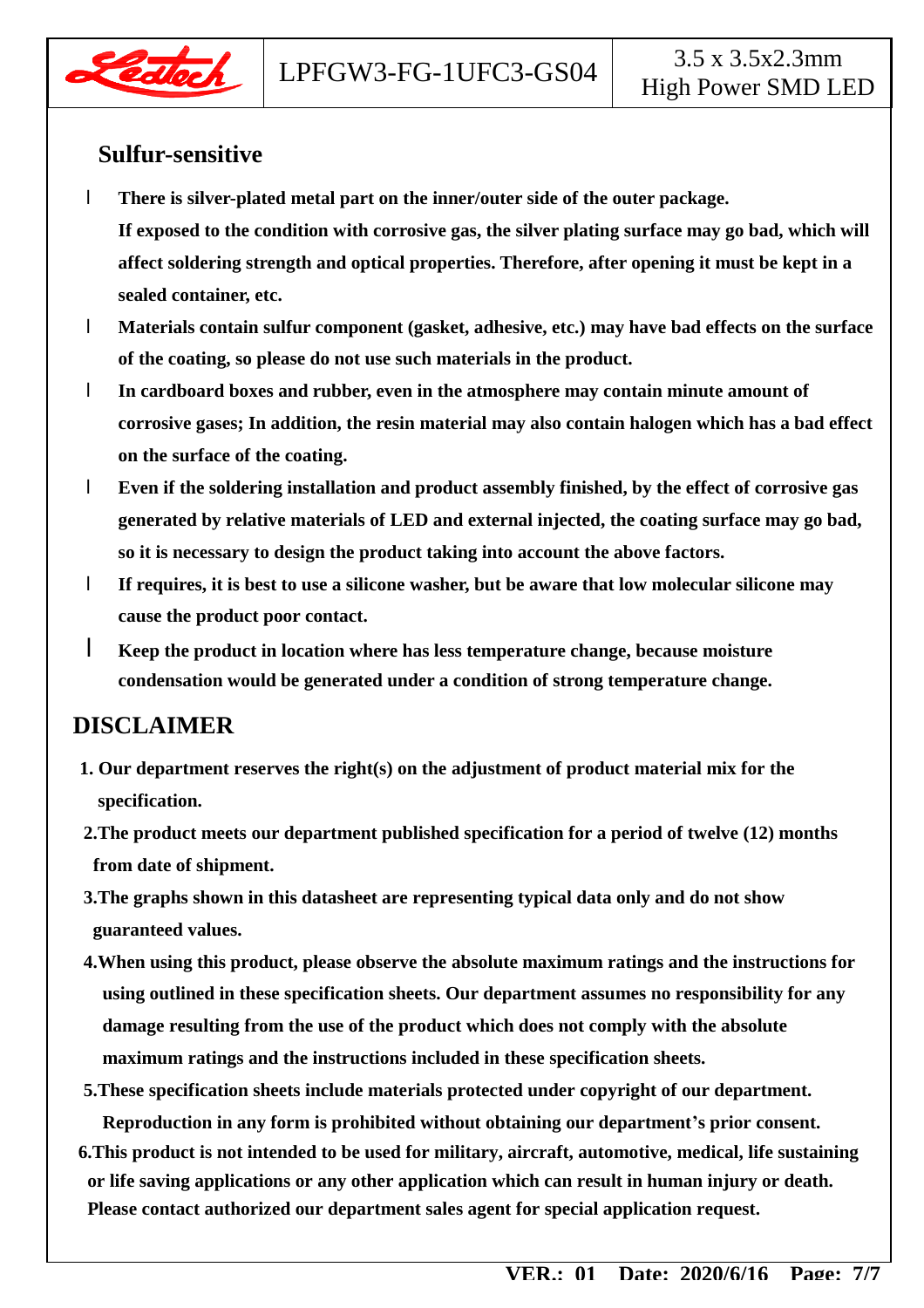## Sulfur-sensitive

- **There is silver-plated metal part on the inner/outer side of the outer package. If exposed to the condition with corrosive gas, the silver plating surface may go bad, which will affect soldering strength and optical properties. Therefore, after opening it must be kept in a sealed container, etc.**
- **Materials contain sulfur component (gasket, adhesive, etc.) may have bad effects on the surface of the coating, so please do not use such materials in the product.**
- **In cardboard boxes and rubber, even in the atmosphere may contain minute amount of corrosive gases; In addition, the resin material may also contain halogen which has a bad effect on the surface of the coating.**
- **Even if the soldering installation and product assembly finished, by the effect of corrosive gas generated by relative materials of LED and external injected, the coating surface may go bad, so it is necessary to design the product taking into account the above factors.**
- **If requires, it is best to use a silicone washer, but be aware that low molecular silicone may cause the product poor contact.**
- **Keep the product in location where has less temperature change, because moisture condensation would be generated under a condition of strong temperature change.**

## DISCLAIMER

1. **Our department reserves the right(s) on the adjustment of product material mix for the specification.**
2. **The product meets our department published specification for a period of twelve (12) months from date of shipment.**
3. **The graphs shown in this datasheet are representing typical data only and do not show guaranteed values.**
4. **When using this product, please observe the absolute maximum ratings and the instructions for using outlined in these specification sheets. Our department assumes no responsibility for any damage resulting from the use of the product which does not comply with the absolute maximum ratings and the instructions included in these specification sheets.**
5. **These specification sheets include materials protected under copyright of our department. Reproduction in any form is prohibited without obtaining our department's prior consent.**
6. **This product is not intended to be used for military, aircraft, automotive, medical, life sustaining or life saving applications or any other application which can result in human injury or death. Please contact authorized our department sales agent for special application request.**